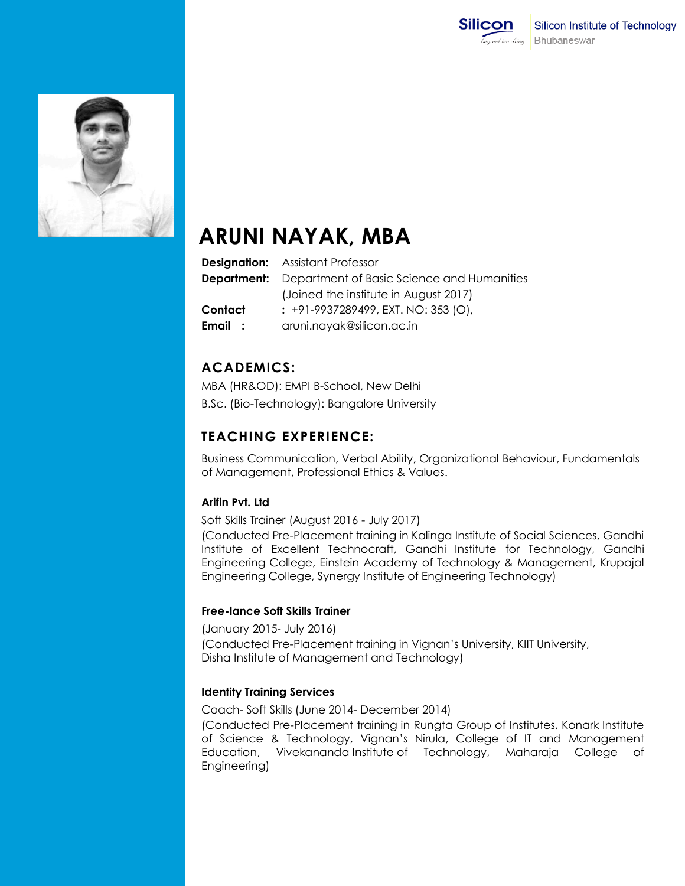Silicon Institute of Technology
Bhubaneswar

# ARUNI NAYAK, MBA

**Designation:** Assistant Professor
**Department:** Department of Basic Science and Humanities
(Joined the institute in August 2017)
**Contact** : +91-9937289499, EXT. NO: 353 (O),
**Email** : aruni.nayak@silicon.ac.in

## ACADEMICS:

MBA (HR&OD): EMPI B-School, New Delhi
B.Sc. (Bio-Technology): Bangalore University

## TEACHING EXPERIENCE:

Business Communication, Verbal Ability, Organizational Behaviour, Fundamentals of Management, Professional Ethics & Values.

**Arifin Pvt. Ltd**

Soft Skills Trainer (August 2016 - July 2017)
(Conducted Pre-Placement training in Kalinga Institute of Social Sciences, Gandhi Institute of Excellent Technocraft, Gandhi Institute for Technology, Gandhi Engineering College, Einstein Academy of Technology & Management, Krupajal Engineering College, Synergy Institute of Engineering Technology)

**Free-lance Soft Skills Trainer**

(January 2015- July 2016)
(Conducted Pre-Placement training in Vignan's University, KIIT University, Disha Institute of Management and Technology)

**Identity Training Services**

Coach- Soft Skills (June 2014- December 2014)
(Conducted Pre-Placement training in Rungta Group of Institutes, Konark Institute of Science & Technology, Vignan's Nirula, College of IT and Management Education, Vivekananda Institute of Technology, Maharaja College of Engineering)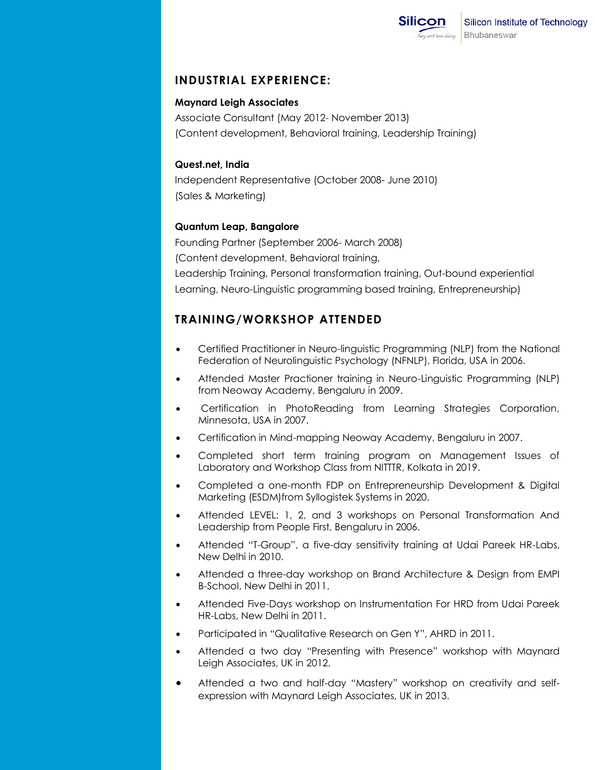## INDUSTRIAL EXPERIENCE:

**Maynard Leigh Associates**
Associate Consultant (May 2012- November 2013)
(Content development, Behavioral training, Leadership Training)

**Quest.net, India**
Independent Representative (October 2008- June 2010)
(Sales & Marketing)

**Quantum Leap, Bangalore**
Founding Partner (September 2006- March 2008)
(Content development, Behavioral training,
Leadership Training, Personal transformation training, Out-bound experiential
Learning, Neuro-Linguistic programming based training, Entrepreneurship)

## TRAINING/WORKSHOP ATTENDED

- Certified Practitioner in Neuro-linguistic Programming (NLP) from the National Federation of Neurolinguistic Psychology (NFNLP), Florida, USA in 2006.
- Attended Master Practioner training in Neuro-Linguistic Programming (NLP) from Neoway Academy, Bengaluru in 2009.
- Certification in PhotoReading from Learning Strategies Corporation, Minnesota, USA in 2007.
- Certification in Mind-mapping Neoway Academy, Bengaluru in 2007.
- Completed short term training program on Management Issues of Laboratory and Workshop Class from NITTTR, Kolkata in 2019.
- Completed a one-month FDP on Entrepreneurship Development & Digital Marketing (ESDM)from Syllogistek Systems in 2020.
- Attended LEVEL: 1, 2, and 3 workshops on Personal Transformation And Leadership from People First, Bengaluru in 2006.
- Attended "T-Group", a five-day sensitivity training at Udai Pareek HR-Labs, New Delhi in 2010.
- Attended a three-day workshop on Brand Architecture & Design from EMPI B-School, New Delhi in 2011.
- Attended Five-Days workshop on Instrumentation For HRD from Udai Pareek HR-Labs, New Delhi in 2011.
- Participated in "Qualitative Research on Gen Y", AHRD in 2011.
- Attended a two day "Presenting with Presence" workshop with Maynard Leigh Associates, UK in 2012.
- Attended a two and half-day "Mastery" workshop on creativity and self-expression with Maynard Leigh Associates, UK in 2013.